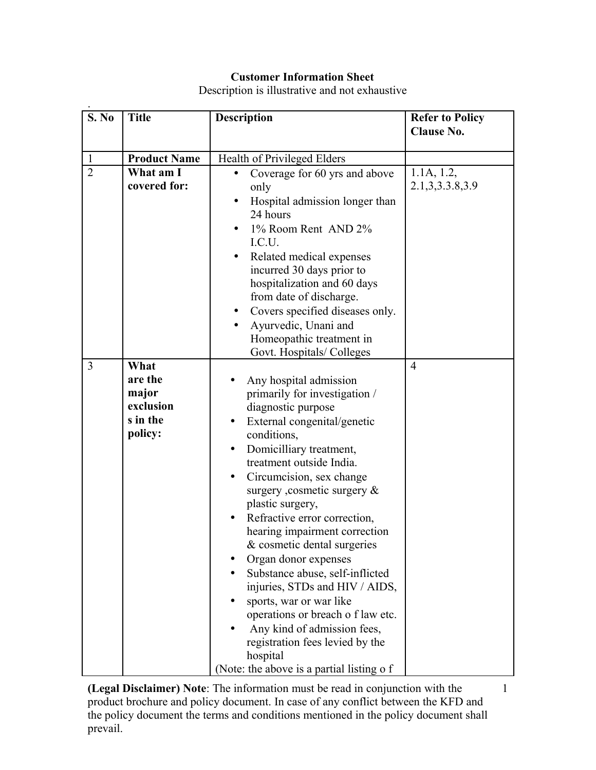**Customer Information Sheet**

Description is illustrative and not exhaustive

.

| S. No | Title | Description | Refer to Policy Clause No. |
|---|---|---|---|
| 1 | **Product Name** | Health of Privileged Elders | |
| 2 | **What am I covered for:** | • Coverage for 60 yrs and above only<br>• Hospital admission longer than 24 hours<br>• 1% Room Rent AND 2% I.C.U.<br>• Related medical expenses incurred 30 days prior to hospitalization and 60 days from date of discharge.<br>• Covers specified diseases only.<br>• Ayurvedic, Unani and Homeopathic treatment in Govt. Hospitals/ Colleges | 1.1A, 1.2, 2.1,3,3.8,3.9 |
| 3 | **What are the major exclusions in the policy:** | • Any hospital admission primarily for investigation / diagnostic purpose<br>• External congenital/genetic conditions,<br>• Domicilliary treatment, treatment outside India.<br>• Circumcision, sex change surgery ,cosmetic surgery & plastic surgery,<br>• Refractive error correction, hearing impairment correction & cosmetic dental surgeries<br>• Organ donor expenses<br>• Substance abuse, self-inflicted injuries, STDs and HIV / AIDS,<br>• sports, war or war like operations or breach o f law etc.<br>• Any kind of admission fees, registration fees levied by the hospital<br>(Note: the above is a partial listing o f | 4 |

**(Legal Disclaimer) Note**: The information must be read in conjunction with the product brochure and policy document. In case of any conflict between the KFD and the policy document the terms and conditions mentioned in the policy document shall prevail.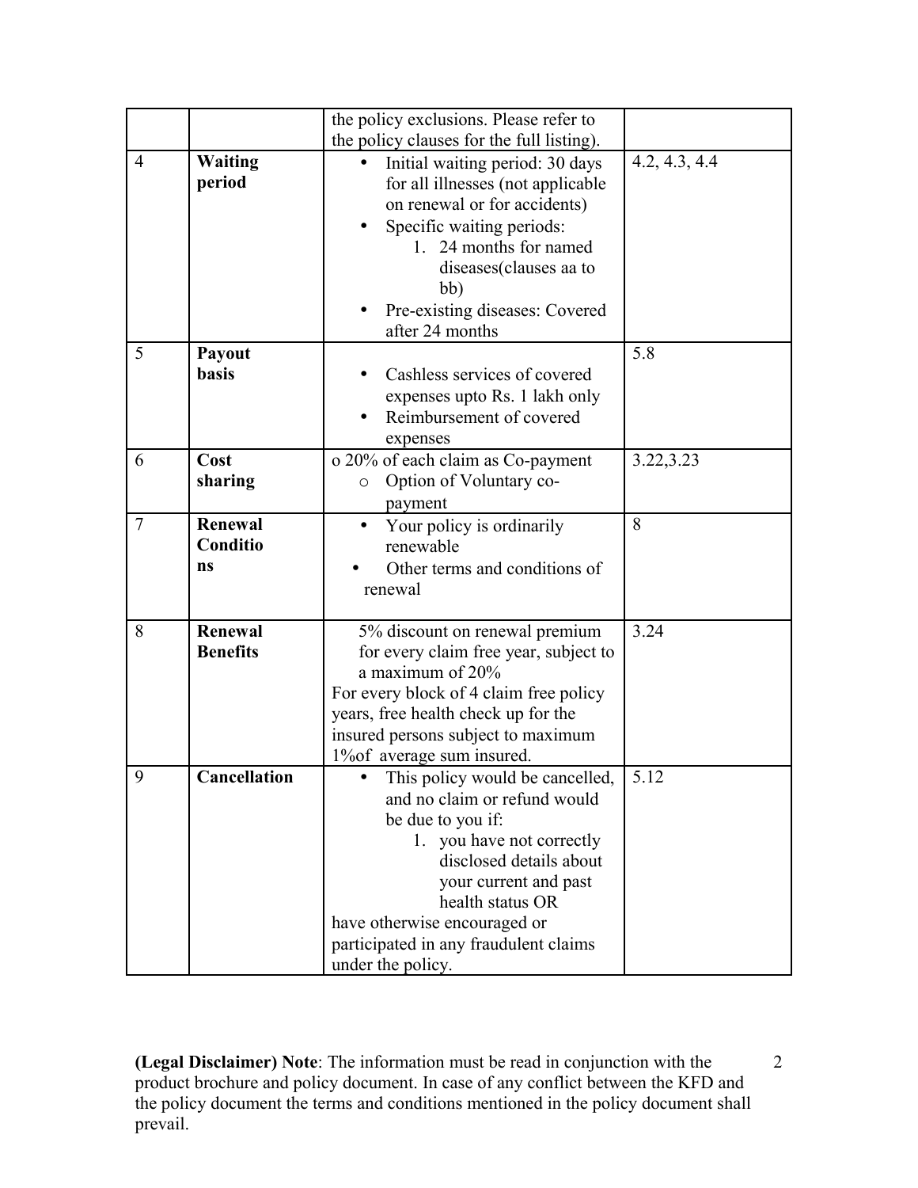| | | | |
|---|---|---|---|
| | | the policy exclusions. Please refer to the policy clauses for the full listing). | |
| 4 | **Waiting period** | • Initial waiting period: 30 days for all illnesses (not applicable on renewal or for accidents)<br>• Specific waiting periods:<br>1. 24 months for named diseases(clauses aa to bb)<br>• Pre-existing diseases: Covered after 24 months | 4.2, 4.3, 4.4 |
| 5 | **Payout basis** | • Cashless services of covered expenses upto Rs. 1 lakh only<br>• Reimbursement of covered expenses | 5.8 |
| 6 | **Cost sharing** | o 20% of each claim as Co-payment<br>o Option of Voluntary co-payment | 3.22,3.23 |
| 7 | **Renewal Conditions** | • Your policy is ordinarily renewable<br>• Other terms and conditions of renewal | 8 |
| 8 | **Renewal Benefits** | 5% discount on renewal premium for every claim free year, subject to a maximum of 20%<br>For every block of 4 claim free policy years, free health check up for the insured persons subject to maximum 1%of average sum insured. | 3.24 |
| 9 | **Cancellation** | • This policy would be cancelled, and no claim or refund would be due to you if:<br>1. you have not correctly disclosed details about your current and past health status OR<br>have otherwise encouraged or participated in any fraudulent claims under the policy. | 5.12 |

**(Legal Disclaimer) Note**: The information must be read in conjunction with the product brochure and policy document. In case of any conflict between the KFD and the policy document the terms and conditions mentioned in the policy document shall prevail.